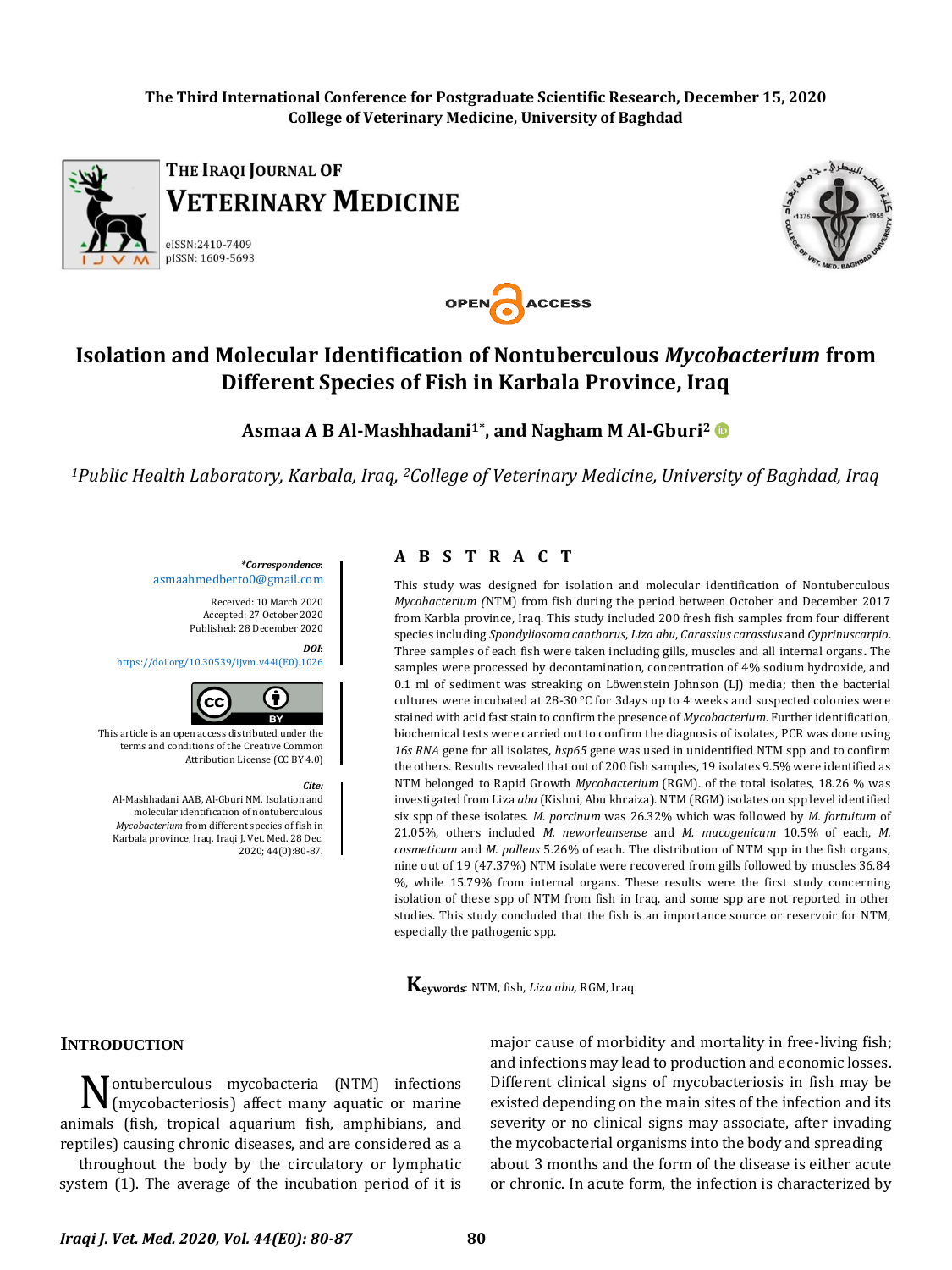The Third International Conference for Postgraduate Scientific Research, December 15, 2020
College of Veterinary Medicine, University of Baghdad

THE IRAQI JOURNAL OF VETERINARY MEDICINE

eISSN:2410-7409
pISSN: 1609-5693

OPEN ACCESS

# Isolation and Molecular Identification of Nontuberculous *Mycobacterium* from Different Species of Fish in Karbala Province, Iraq

**Asmaa A B Al-Mashhadani[1*], and Nagham M Al-Gburi[2]**

*[1]Public Health Laboratory, Karbala, Iraq, [2]College of Veterinary Medicine, University of Baghdad, Iraq*

*\*Correspondence*: asmaahmedberto0@gmail.com

Received: 10 March 2020
Accepted: 27 October 2020
Published: 28 December 2020

*DOI*: https://doi.org/10.30539/ijvm.v44i(E0).1026

This article is an open access distributed under the terms and conditions of the Creative Common Attribution License (CC BY 4.0)

*Cite*: Al-Mashhadani AAB, Al-Gburi NM. Isolation and molecular identification of nontuberculous *Mycobacterium* from different species of fish in Karbala province, Iraq. Iraqi J. Vet. Med. 28 Dec. 2020; 44(0):80-87.

## ABSTRACT

This study was designed for isolation and molecular identification of Nontuberculous *Mycobacterium (*NTM) from fish during the period between October and December 2017 from Karbla province, Iraq. This study included 200 fresh fish samples from four different species including *Spondyliosoma cantharus*, *Liza abu*, *Carassius carassius* and *Cyprinuscarpio*. Three samples of each fish were taken including gills, muscles and all internal organs**.** The samples were processed by decontamination, concentration of 4% sodium hydroxide, and 0.1 ml of sediment was streaking on Löwenstein Johnson (LJ) media; then the bacterial cultures were incubated at 28-30 °C for 3days up to 4 weeks and suspected colonies were stained with acid fast stain to confirm the presence of *Mycobacterium*. Further identification, biochemical tests were carried out to confirm the diagnosis of isolates, PCR was done using *16s RNA* gene for all isolates, *hsp65* gene was used in unidentified NTM spp and to confirm the others. Results revealed that out of 200 fish samples, 19 isolates 9.5% were identified as NTM belonged to Rapid Growth *Mycobacterium* (RGM). of the total isolates, 18.26 % was investigated from Liza *abu* (Kishni, Abu khraiza). NTM (RGM) isolates on spp level identified six spp of these isolates. *M. porcinum* was 26.32% which was followed by *M. fortuitum* of 21.05%, others included *M. neworleansense* and *M. mucogenicum* 10.5% of each, *M. cosmeticum* and *M. pallens* 5.26% of each. The distribution of NTM spp in the fish organs, nine out of 19 (47.37%) NTM isolate were recovered from gills followed by muscles 36.84 %, while 15.79% from internal organs. These results were the first study concerning isolation of these spp of NTM from fish in Iraq, and some spp are not reported in other studies. This study concluded that the fish is an importance source or reservoir for NTM, especially the pathogenic spp.

**Keywords**: NTM, fish, *Liza abu,* RGM, Iraq

## INTRODUCTION

Nontuberculous mycobacteria (NTM) infections (mycobacteriosis) affect many aquatic or marine animals (fish, tropical aquarium fish, amphibians, and reptiles) causing chronic diseases, and are considered as a major cause of morbidity and mortality in free-living fish; and infections may lead to production and economic losses. Different clinical signs of mycobacteriosis in fish may be existed depending on the main sites of the infection and its severity or no clinical signs may associate, after invading the mycobacterial organisms into the body and spreading throughout the body by the circulatory or lymphatic system (1). The average of the incubation period of it is about 3 months and the form of the disease is either acute or chronic. In acute form, the infection is characterized by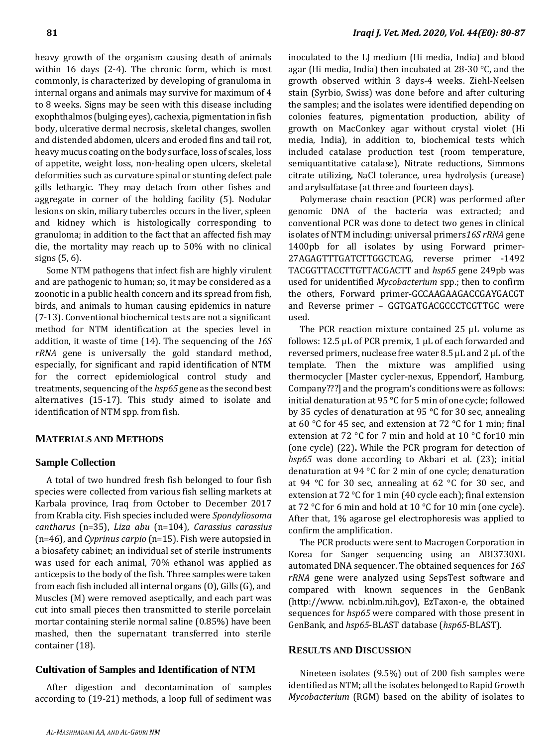heavy growth of the organism causing death of animals within 16 days (2-4). The chronic form, which is most commonly, is characterized by developing of granuloma in internal organs and animals may survive for maximum of 4 to 8 weeks. Signs may be seen with this disease including exophthalmos (bulging eyes), cachexia, pigmentation in fish body, ulcerative dermal necrosis, skeletal changes, swollen and distended abdomen, ulcers and eroded fins and tail rot, heavy mucus coating on the body surface, loss of scales, loss of appetite, weight loss, non-healing open ulcers, skeletal deformities such as curvature spinal or stunting defect pale gills lethargic. They may detach from other fishes and aggregate in corner of the holding facility (5). Nodular lesions on skin, miliary tubercles occurs in the liver, spleen and kidney which is histologically corresponding to granuloma; in addition to the fact that an affected fish may die, the mortality may reach up to 50% with no clinical signs (5, 6).

Some NTM pathogens that infect fish are highly virulent and are pathogenic to human; so, it may be considered as a zoonotic in a public health concern and its spread from fish, birds, and animals to human causing epidemics in nature (7-13). Conventional biochemical tests are not a significant method for NTM identification at the species level in addition, it waste of time (14). The sequencing of the *16S rRNA* gene is universally the gold standard method, especially, for significant and rapid identification of NTM for the correct epidemiological control study and treatments, sequencing of the *hsp65* gene as the second best alternatives (15-17). This study aimed to isolate and identification of NTM spp. from fish.

## Materials and Methods

### Sample Collection

A total of two hundred fresh fish belonged to four fish species were collected from various fish selling markets at Karbala province, Iraq from October to December 2017 from Krabla city. Fish species included were *Spondyliosoma cantharus* (n=35), *Liza abu* (n=104), *Carassius carassius* (n=46), and *Cyprinus carpio* (n=15). Fish were autopsied in a biosafety cabinet; an individual set of sterile instruments was used for each animal, 70% ethanol was applied as anticepsis to the body of the fish. Three samples were taken from each fish included all internal organs (O), Gills (G), and Muscles (M) were removed aseptically, and each part was cut into small pieces then transmitted to sterile porcelain mortar containing sterile normal saline (0.85%) have been mashed, then the supernatant transferred into sterile container (18).

### Cultivation of Samples and Identification of NTM

After digestion and decontamination of samples according to (19-21) methods, a loop full of sediment was inoculated to the LJ medium (Hi media, India) and blood agar (Hi media, India) then incubated at 28-30 °C, and the growth observed within 3 days-4 weeks. Ziehl-Neelsen stain (Syrbio, Swiss) was done before and after culturing the samples; and the isolates were identified depending on colonies features, pigmentation production, ability of growth on MacConkey agar without crystal violet (Hi media, India), in addition to, biochemical tests which included catalase production test (room temperature, semiquantitative catalase), Nitrate reductions, Simmons citrate utilizing, NaCl tolerance, urea hydrolysis (urease) and arylsulfatase (at three and fourteen days).

Polymerase chain reaction (PCR) was performed after genomic DNA of the bacteria was extracted; and conventional PCR was done to detect two genes in clinical isolates of NTM including: universal primers *16S rRNA* gene 1400pb for all isolates by using Forward primer-27AGAGTTTGATCTTGGCTCAG, reverse primer -1492 TACGGTTACCTTGTTACGACTT and *hsp65* gene 249pb was used for unidentified *Mycobacterium* spp.; then to confirm the others, Forward primer-GCCAAGAAGACCGAYGACGT and Reverse primer – GGTGATGACGCCCTCGTTGC were used.

The PCR reaction mixture contained 25 µL volume as follows: 12.5 µL of PCR premix, 1 µL of each forwarded and reversed primers, nuclease free water 8.5 µL and 2 µL of the template. Then the mixture was amplified using thermocycler [Master cycler-nexus, Eppendorf, Hamburg. Company???] and the program's conditions were as follows: initial denaturation at 95 °C for 5 min of one cycle; followed by 35 cycles of denaturation at 95 °C for 30 sec, annealing at 60 °C for 45 sec, and extension at 72 °C for 1 min; final extension at 72 °C for 7 min and hold at 10 °C for10 min (one cycle) (22). While the PCR program for detection of *hsp65* was done according to Akbari et al. (23); initial denaturation at 94 °C for 2 min of one cycle; denaturation at 94 °C for 30 sec, annealing at 62 °C for 30 sec, and extension at 72 °C for 1 min (40 cycle each); final extension at 72 °C for 6 min and hold at 10 °C for 10 min (one cycle). After that, 1% agarose gel electrophoresis was applied to confirm the amplification.

The PCR products were sent to Macrogen Corporation in Korea for Sanger sequencing using an ABI3730XL automated DNA sequencer. The obtained sequences for *16S rRNA* gene were analyzed using SepsTest software and compared with known sequences in the GenBank (http://www. ncbi.nlm.nih.gov), EzTaxon-e, the obtained sequences for *hsp65* were compared with those present in GenBank, and *hsp65*-BLAST database (*hsp65*-BLAST).

## Results and Discussion

Nineteen isolates (9.5%) out of 200 fish samples were identified as NTM; all the isolates belonged to Rapid Growth *Mycobacterium* (RGM) based on the ability of isolates to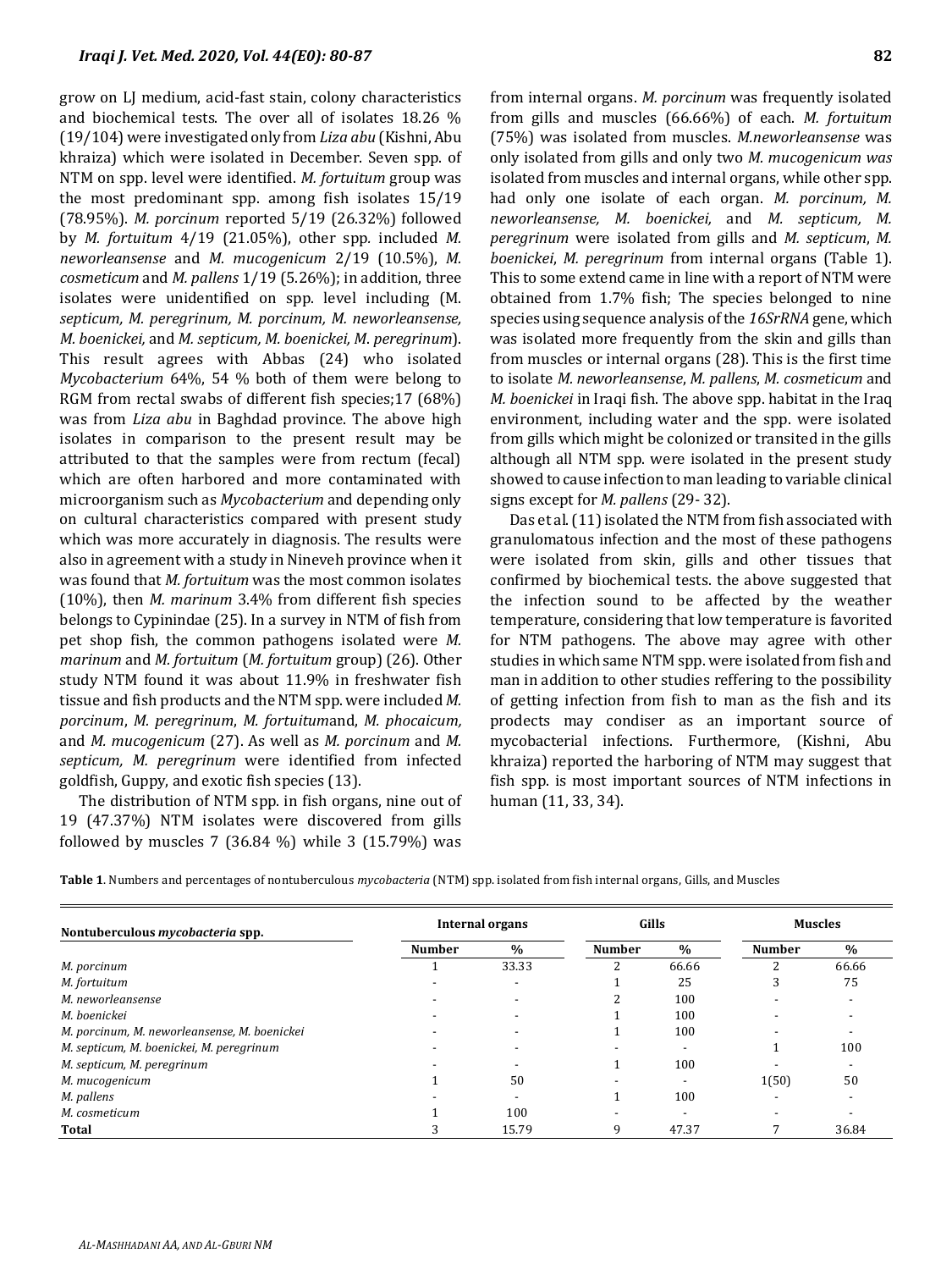grow on LJ medium, acid-fast stain, colony characteristics and biochemical tests. The over all of isolates 18.26 % (19/104) were investigated only from *Liza abu* (Kishni, Abu khraiza) which were isolated in December. Seven spp. of NTM on spp. level were identified. *M. fortuitum* group was the most predominant spp. among fish isolates 15/19 (78.95%). *M. porcinum* reported 5/19 (26.32%) followed by *M. fortuitum* 4/19 (21.05%), other spp. included *M. neworleansense* and *M. mucogenicum* 2/19 (10.5%), *M. cosmeticum* and *M. pallens* 1/19 (5.26%); in addition, three isolates were unidentified on spp. level including (M. *septicum, M. peregrinum, M. porcinum, M. neworleansense, M. boenickei,* and *M. septicum, M. boenickei, M. peregrinum*). This result agrees with Abbas (24) who isolated *Mycobacterium* 64%, 54 % both of them were belong to RGM from rectal swabs of different fish species;17 (68%) was from *Liza abu* in Baghdad province. The above high isolates in comparison to the present result may be attributed to that the samples were from rectum (fecal) which are often harbored and more contaminated with microorganism such as *Mycobacterium* and depending only on cultural characteristics compared with present study which was more accurately in diagnosis. The results were also in agreement with a study in Nineveh province when it was found that *M. fortuitum* was the most common isolates (10%), then *M. marinum* 3.4% from different fish species belongs to Cypinindae (25). In a survey in NTM of fish from pet shop fish, the common pathogens isolated were *M. marinum* and *M. fortuitum* (*M. fortuitum* group) (26). Other study NTM found it was about 11.9% in freshwater fish tissue and fish products and the NTM spp. were included *M. porcinum*, *M. peregrinum*, *M. fortuitum*and, *M. phocaicum,* and *M. mucogenicum* (27). As well as *M. porcinum* and *M. septicum, M. peregrinum* were identified from infected goldfish, Guppy, and exotic fish species (13).

The distribution of NTM spp. in fish organs, nine out of 19 (47.37%) NTM isolates were discovered from gills followed by muscles 7 (36.84 %) while 3 (15.79%) was from internal organs. *M. porcinum* was frequently isolated from gills and muscles (66.66%) of each. *M. fortuitum* (75%) was isolated from muscles. *M.neworleansense* was only isolated from gills and only two *M. mucogenicum was* isolated from muscles and internal organs, while other spp. had only one isolate of each organ. *M. porcinum, M. neworleansense, M. boenickei,* and *M. septicum, M. peregrinum* were isolated from gills and *M. septicum*, *M. boenickei*, *M. peregrinum* from internal organs (Table 1). This to some extend came in line with a report of NTM were obtained from 1.7% fish; The species belonged to nine species using sequence analysis of the *16SrRNA* gene, which was isolated more frequently from the skin and gills than from muscles or internal organs (28). This is the first time to isolate *M. neworleansense*, *M. pallens*, *M. cosmeticum* and *M. boenickei* in Iraqi fish. The above spp. habitat in the Iraq environment, including water and the spp. were isolated from gills which might be colonized or transited in the gills although all NTM spp. were isolated in the present study showed to cause infection to man leading to variable clinical signs except for *M. pallens* (29- 32).

Das et al. (11) isolated the NTM from fish associated with granulomatous infection and the most of these pathogens were isolated from skin, gills and other tissues that confirmed by biochemical tests. the above suggested that the infection sound to be affected by the weather temperature, considering that low temperature is favorited for NTM pathogens. The above may agree with other studies in which same NTM spp. were isolated from fish and man in addition to other studies reffering to the possibility of getting infection from fish to man as the fish and its prodects may condiser as an important source of mycobacterial infections. Furthermore, (Kishni, Abu khraiza) reported the harboring of NTM may suggest that fish spp. is most important sources of NTM infections in human (11, 33, 34).

**Table 1**. Numbers and percentages of nontuberculous *mycobacteria* (NTM) spp. isolated from fish internal organs, Gills, and Muscles

| Nontuberculous *mycobacteria* spp. | Internal organs | | Gills | | Muscles | |
|---|---|---|---|---|---|---|
| | Number | % | Number | % | Number | % |
| *M. porcinum* | 1 | 33.33 | 2 | 66.66 | 2 | 66.66 |
| *M. fortuitum* | - | - | 1 | 25 | 3 | 75 |
| *M. neworleansense* | - | - | 2 | 100 | - | - |
| *M. boenickei* | - | - | 1 | 100 | - | - |
| *M. porcinum, M. neworleansense, M. boenickei* | - | - | 1 | 100 | - | - |
| *M. septicum, M. boenickei, M. peregrinum* | - | - | - | - | 1 | 100 |
| *M. septicum, M. peregrinum* | - | - | 1 | 100 | - | - |
| *M. mucogenicum* | 1 | 50 | - | - | 1(50) | 50 |
| *M. pallens* | - | - | 1 | 100 | - | - |
| *M. cosmeticum* | 1 | 100 | - | - | - | - |
| **Total** | 3 | 15.79 | 9 | 47.37 | 7 | 36.84 |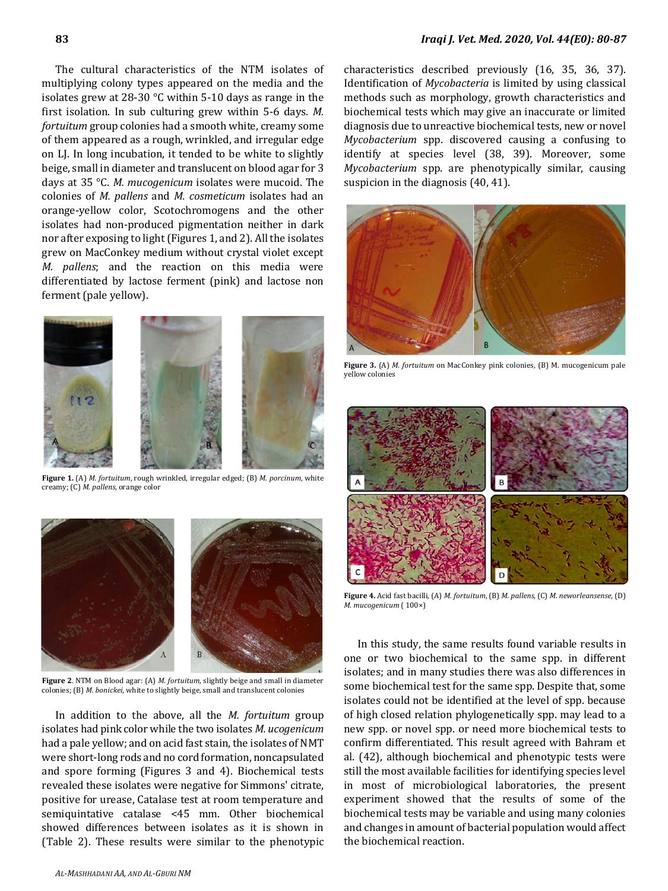The cultural characteristics of the NTM isolates of multiplying colony types appeared on the media and the isolates grew at 28-30 °C within 5-10 days as range in the first isolation. In sub culturing grew within 5-6 days. *M. fortuitum* group colonies had a smooth white, creamy some of them appeared as a rough, wrinkled, and irregular edge on LJ. In long incubation, it tended to be white to slightly beige, small in diameter and translucent on blood agar for 3 days at 35 °C. *M. mucogenicum* isolates were mucoid. The colonies of *M. pallens* and *M. cosmeticum* isolates had an orange-yellow color, Scotochromogens and the other isolates had non-produced pigmentation neither in dark nor after exposing to light (Figures 1, and 2). All the isolates grew on MacConkey medium without crystal violet except *M. pallens*; and the reaction on this media were differentiated by lactose ferment (pink) and lactose non ferment (pale yellow).

**Figure 1.** (A) *M. fortuitum*, rough wrinkled, irregular edged; (B) *M. porcinum*, white creamy; (C) *M. pallens*, orange color

**Figure 2**. NTM on Blood agar: (A) *M. fortuitum*, slightly beige and small in diameter colonies; (B) *M. bonickei*, white to slightly beige, small and translucent colonies

In addition to the above, all the *M. fortuitum* group isolates had pink color while the two isolates *M. ucogenicum* had a pale yellow; and on acid fast stain, the isolates of NMT were short-long rods and no cord formation, noncapsulated and spore forming (Figures 3 and 4). Biochemical tests revealed these isolates were negative for Simmons' citrate, positive for urease, Catalase test at room temperature and semiquintative catalase <45 mm. Other biochemical showed differences between isolates as it is shown in (Table 2). These results were similar to the phenotypic characteristics described previously (16, 35, 36, 37). Identification of *Mycobacteria* is limited by using classical methods such as morphology, growth characteristics and biochemical tests which may give an inaccurate or limited diagnosis due to unreactive biochemical tests, new or novel *Mycobacterium* spp. discovered causing a confusing to identify at species level (38, 39). Moreover, some *Mycobacterium* spp. are phenotypically similar, causing suspicion in the diagnosis (40, 41).

**Figure 3.** (A) *M. fortuitum* on MacConkey pink colonies, (B) M. mucogenicum pale yellow colonies

**Figure 4.** Acid fast bacilli, (A) *M. fortuitum*, (B) *M. pallens*, (C) *M. neworleansense*, (D) *M. mucogenicum* ( 100×)

In this study, the same results found variable results in one or two biochemical to the same spp. in different isolates; and in many studies there was also differences in some biochemical test for the same spp. Despite that, some isolates could not be identified at the level of spp. because of high closed relation phylogenetically spp. may lead to a new spp. or novel spp. or need more biochemical tests to confirm differentiated. This result agreed with Bahram et al. (42), although biochemical and phenotypic tests were still the most available facilities for identifying species level in most of microbiological laboratories, the present experiment showed that the results of some of the biochemical tests may be variable and using many colonies and changes in amount of bacterial population would affect the biochemical reaction.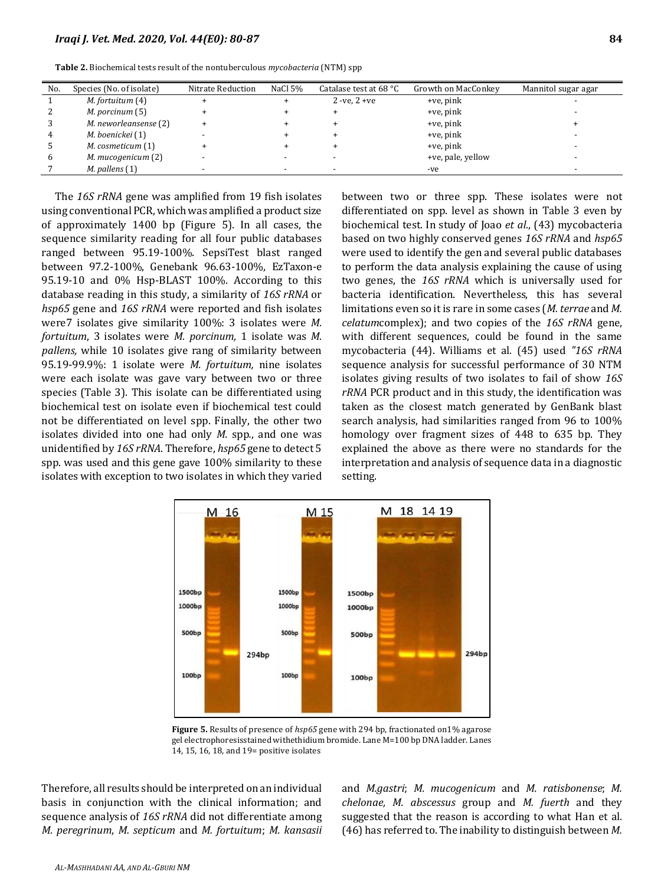**Table 2.** Biochemical tests result of the nontuberculous *mycobacteria* (NTM) spp

| No. | Species (No. of isolate) | Nitrate Reduction | NaCl 5% | Catalase test at 68 °C | Growth on MacConkey | Mannitol sugar agar |
|---|---|---|---|---|---|---|
| 1 | *M. fortuitum* (4) | + | + | 2 -ve, 2 +ve | +ve, pink | - |
| 2 | *M. porcinum* (5) | + | + | + | +ve, pink | - |
| 3 | *M. neworleansense* (2) | + | + | + | +ve, pink | + |
| 4 | *M. boenickei* (1) | - | + | + | +ve, pink | - |
| 5 | *M. cosmeticum* (1) | + | + | + | +ve, pink | - |
| 6 | *M. mucogenicum* (2) | - | - | - | +ve, pale, yellow | - |
| 7 | *M. pallens* (1) | - | - | - | -ve | - |

The *16S rRNA* gene was amplified from 19 fish isolates using conventional PCR, which was amplified a product size of approximately 1400 bp (Figure 5). In all cases, the sequence similarity reading for all four public databases ranged between 95.19-100%. SepsiTest blast ranged between 97.2-100%, Genebank 96.63-100%, EzTaxon-e 95.19-10 and 0% Hsp-BLAST 100%. According to this database reading in this study, a similarity of *16S rRNA* or *hsp65* gene and *16S rRNA* were reported and fish isolates were7 isolates give similarity 100%: 3 isolates were *M. fortuitum*, 3 isolates were *M. porcinum,* 1 isolate was *M. pallens,* while 10 isolates give rang of similarity between 95.19-99.9%: 1 isolate were *M. fortuitum,* nine isolates were each isolate was gave vary between two or three species (Table 3). This isolate can be differentiated using biochemical test on isolate even if biochemical test could not be differentiated on level spp. Finally, the other two isolates divided into one had only *M.* spp., and one was unidentified by *16S rRNA*. Therefore, *hsp65* gene to detect 5 spp. was used and this gene gave 100% similarity to these isolates with exception to two isolates in which they varied between two or three spp. These isolates were not differentiated on spp. level as shown in Table 3 even by biochemical test. In study of Joao *et al*., (43) mycobacteria based on two highly conserved genes *16S rRNA* and *hsp65* were used to identify the gen and several public databases to perform the data analysis explaining the cause of using two genes, the *16S rRNA* which is universally used for bacteria identification. Nevertheless, this has several limitations even so it is rare in some cases (*M. terrae* and *M. celatum*complex); and two copies of the *16S rRNA* gene, with different sequences, could be found in the same mycobacteria (44). Williams et al. (45) used "*16S rRNA* sequence analysis for successful performance of 30 NTM isolates giving results of two isolates to fail of show *16S rRNA* PCR product and in this study, the identification was taken as the closest match generated by GenBank blast search analysis, had similarities ranged from 96 to 100% homology over fragment sizes of 448 to 635 bp. They explained the above as there were no standards for the interpretation and analysis of sequence data in a diagnostic setting.

**Figure 5.** Results of presence of *hsp65* gene with 294 bp, fractionated on1% agarose gel electrophoresisstained withethidium bromide. Lane M=100 bp DNA ladder. Lanes 14, 15, 16, 18, and 19= positive isolates

Therefore, all results should be interpreted on an individual basis in conjunction with the clinical information; and sequence analysis of *16S rRNA* did not differentiate among *M. peregrinum*, *M. septicum* and *M. fortuitum*; *M. kansasii* and *M.gastri*; *M. mucogenicum* and *M. ratisbonense*; *M. chelonae, M. abscessus* group and *M. fuerth* and they suggested that the reason is according to what Han et al. (46) has referred to. The inability to distinguish between *M.*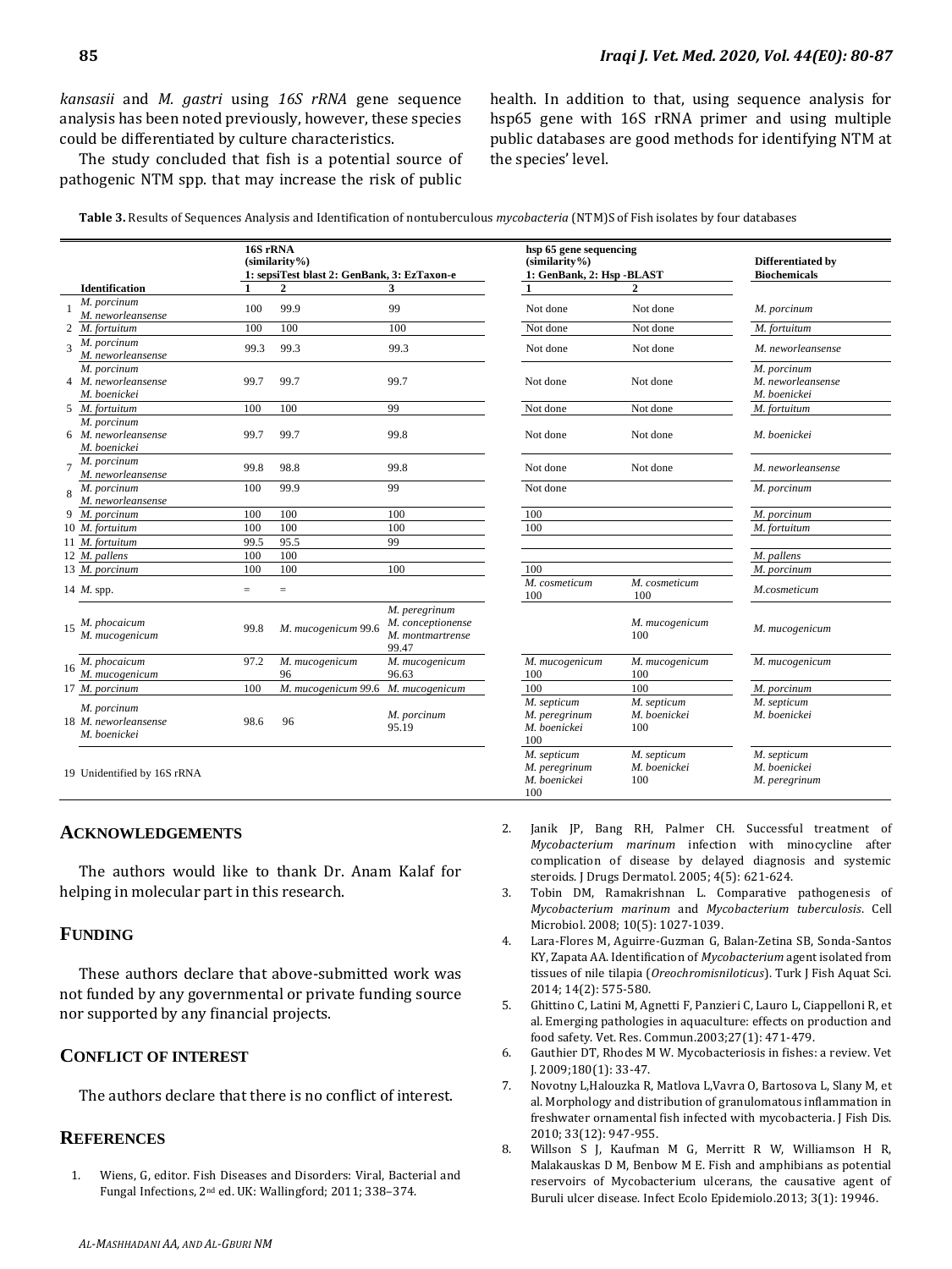*kansasii* and *M. gastri* using *16S rRNA* gene sequence analysis has been noted previously, however, these species could be differentiated by culture characteristics.

The study concluded that fish is a potential source of pathogenic NTM spp. that may increase the risk of public health. In addition to that, using sequence analysis for hsp65 gene with 16S rRNA primer and using multiple public databases are good methods for identifying NTM at the species' level.

**Table 3.** Results of Sequences Analysis and Identification of nontuberculous *mycobacteria* (NTM)S of Fish isolates by four databases

| | | 16S rRNA (similarity%) 1: sepsiTest blast 2: GenBank, 3: EzTaxon-e | | | hsp 65 gene sequencing (similarity%) 1: GenBank, 2: Hsp -BLAST | | Differentiated by Biochemicals |
|---|---|---|---|---|---|---|---|
| | **Identification** | **1** | **2** | **3** | **1** | **2** | |
| 1 | *M. porcinum* *M. neworleansense* | 100 | 99.9 | 99 | Not done | Not done | *M. porcinum* |
| 2 | *M. fortuitum* | 100 | 100 | 100 | Not done | Not done | *M. fortuitum* |
| 3 | *M. porcinum* *M. neworleansense* | 99.3 | 99.3 | 99.3 | Not done | Not done | *M. neworleansense* |
| 4 | *M. porcinum* *M. neworleansense* *M. boenickei* | 99.7 | 99.7 | 99.7 | Not done | Not done | *M. porcinum* *M. neworleansense* *M. boenickei* |
| 5 | *M. fortuitum* | 100 | 100 | 99 | Not done | Not done | *M. fortuitum* |
| 6 | *M. porcinum* *M. neworleansense* *M. boenickei* | 99.7 | 99.7 | 99.8 | Not done | Not done | *M. boenickei* |
| 7 | *M. porcinum* *M. neworleansense* | 99.8 | 98.8 | 99.8 | Not done | Not done | *M. neworleansense* |
| 8 | *M. porcinum* *M. neworleansense* | 100 | 99.9 | 99 | Not done | | *M. porcinum* |
| 9 | *M. porcinum* | 100 | 100 | 100 | 100 | | *M. porcinum* |
| 10 | *M. fortuitum* | 100 | 100 | 100 | 100 | | *M. fortuitum* |
| 11 | *M. fortuitum* | 99.5 | 95.5 | 99 | | | |
| 12 | *M. pallens* | 100 | 100 | | | | *M. pallens* |
| 13 | *M. porcinum* | 100 | 100 | 100 | 100 | | *M. porcinum* |
| 14 | *M.* spp. | = | = | | *M. cosmeticum* 100 | *M. cosmeticum* 100 | *M.cosmeticum* |
| 15 | *M. phocaicum* *M. mucogenicum* | 99.8 | *M. mucogenicum* 99.6 | *M. peregrinum* *M. conceptionense* *M. montmartrense* 99.47 | | *M. mucogenicum* 100 | *M. mucogenicum* |
| 16 | *M. phocaicum* *M. mucogenicum* | 97.2 | *M. mucogenicum* 96 | *M. mucogenicum* 96.63 | *M. mucogenicum* 100 | *M. mucogenicum* 100 | *M. mucogenicum* |
| 17 | *M. porcinum* | 100 | *M. mucogenicum* 99.6 | *M. mucogenicum* | 100 | 100 | *M. porcinum* |
| 18 | *M. porcinum* *M. neworleansense* *M. boenickei* | 98.6 | 96 | *M. porcinum* 95.19 | *M. septicum* *M. peregrinum* *M. boenickei* 100 | *M. septicum* *M. boenickei* 100 | *M. septicum* *M. boenickei* |
| 19 | Unidentified by 16S rRNA | | | | *M. septicum* *M. peregrinum* *M. boenickei* 100 | *M. septicum* *M. boenickei* 100 | *M. septicum* *M. boenickei* *M. peregrinum* |

## ACKNOWLEDGEMENTS

The authors would like to thank Dr. Anam Kalaf for helping in molecular part in this research.

## FUNDING

These authors declare that above-submitted work was not funded by any governmental or private funding source nor supported by any financial projects.

## CONFLICT OF INTEREST

The authors declare that there is no conflict of interest.

## REFERENCES

1. Wiens, G, editor. Fish Diseases and Disorders: Viral, Bacterial and Fungal Infections, 2nd ed. UK: Wallingford; 2011; 338–374.
2. Janik JP, Bang RH, Palmer CH. Successful treatment of *Mycobacterium marinum* infection with minocycline after complication of disease by delayed diagnosis and systemic steroids. J Drugs Dermatol. 2005; 4(5): 621-624.
3. Tobin DM, Ramakrishnan L. Comparative pathogenesis of *Mycobacterium marinum* and *Mycobacterium tuberculosis*. Cell Microbiol. 2008; 10(5): 1027-1039.
4. Lara-Flores M, Aguirre-Guzman G, Balan-Zetina SB, Sonda-Santos KY, Zapata AA. Identification of *Mycobacterium* agent isolated from tissues of nile tilapia (*Oreochromisniloticus*). Turk J Fish Aquat Sci. 2014; 14(2): 575-580.
5. Ghittino C, Latini M, Agnetti F, Panzieri C, Lauro L, Ciappelloni R, et al. Emerging pathologies in aquaculture: effects on production and food safety. Vet. Res. Commun.2003;27(1): 471-479.
6. Gauthier DT, Rhodes M W. Mycobacteriosis in fishes: a review. Vet J. 2009;180(1): 33-47.
7. Novotny L,Halouzka R, Matlova L,Vavra O, Bartosova L, Slany M, et al. Morphology and distribution of granulomatous inflammation in freshwater ornamental fish infected with mycobacteria. J Fish Dis. 2010; 33(12): 947-955.
8. Willson S J, Kaufman M G, Merritt R W, Williamson H R, Malakauskas D M, Benbow M E. Fish and amphibians as potential reservoirs of Mycobacterium ulcerans, the causative agent of Buruli ulcer disease. Infect Ecolo Epidemiolo.2013; 3(1): 19946.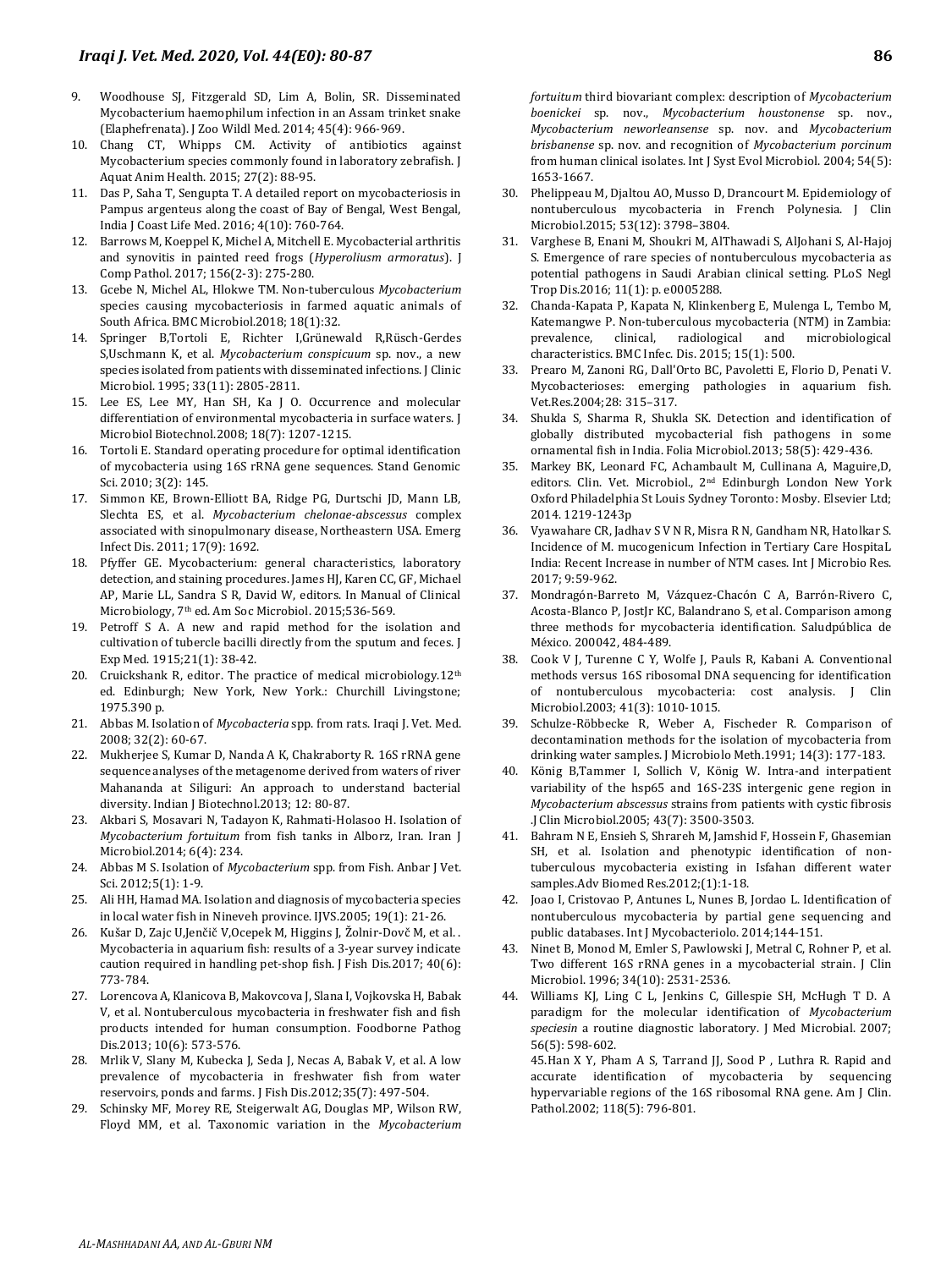9. Woodhouse SJ, Fitzgerald SD, Lim A, Bolin, SR. Disseminated Mycobacterium haemophilum infection in an Assam trinket snake (Elaphefrenata). J Zoo Wildl Med. 2014; 45(4): 966-969.
10. Chang CT, Whipps CM. Activity of antibiotics against Mycobacterium species commonly found in laboratory zebrafish. J Aquat Anim Health. 2015; 27(2): 88-95.
11. Das P, Saha T, Sengupta T. A detailed report on mycobacteriosis in Pampus argenteus along the coast of Bay of Bengal, West Bengal, India J Coast Life Med. 2016; 4(10): 760-764.
12. Barrows M, Koeppel K, Michel A, Mitchell E. Mycobacterial arthritis and synovitis in painted reed frogs (*Hyperoliusm armoratus*). J Comp Pathol. 2017; 156(2-3): 275-280.
13. Gcebe N, Michel AL, Hlokwe TM. Non-tuberculous *Mycobacterium* species causing mycobacteriosis in farmed aquatic animals of South Africa. BMC Microbiol.2018; 18(1):32.
14. Springer B,Tortoli E, Richter I,Grünewald R,Rüsch-Gerdes S,Uschmann K, et al. *Mycobacterium conspicuum* sp. nov., a new species isolated from patients with disseminated infections. J Clinic Microbiol. 1995; 33(11): 2805-2811.
15. Lee ES, Lee MY, Han SH, Ka J O. Occurrence and molecular differentiation of environmental mycobacteria in surface waters. J Microbiol Biotechnol.2008; 18(7): 1207-1215.
16. Tortoli E. Standard operating procedure for optimal identification of mycobacteria using 16S rRNA gene sequences. Stand Genomic Sci. 2010; 3(2): 145.
17. Simmon KE, Brown-Elliott BA, Ridge PG, Durtschi JD, Mann LB, Slechta ES, et al. *Mycobacterium chelonae-abscessus* complex associated with sinopulmonary disease, Northeastern USA. Emerg Infect Dis. 2011; 17(9): 1692.
18. Pfyffer GE. Mycobacterium: general characteristics, laboratory detection, and staining procedures. James HJ, Karen CC, GF, Michael AP, Marie LL, Sandra S R, David W, editors. In Manual of Clinical Microbiology, 7th ed. Am Soc Microbiol. 2015;536-569.
19. Petroff S A. A new and rapid method for the isolation and cultivation of tubercle bacilli directly from the sputum and feces. J Exp Med. 1915;21(1): 38-42.
20. Cruickshank R, editor. The practice of medical microbiology.12th ed. Edinburgh; New York, New York.: Churchill Livingstone; 1975.390 p.
21. Abbas M. Isolation of *Mycobacteria* spp. from rats. Iraqi J. Vet. Med. 2008; 32(2): 60-67.
22. Mukherjee S, Kumar D, Nanda A K, Chakraborty R. 16S rRNA gene sequence analyses of the metagenome derived from waters of river Mahananda at Siliguri: An approach to understand bacterial diversity. Indian J Biotechnol.2013; 12: 80-87.
23. Akbari S, Mosavari N, Tadayon K, Rahmati-Holasoo H. Isolation of *Mycobacterium fortuitum* from fish tanks in Alborz, Iran. Iran J Microbiol.2014; 6(4): 234.
24. Abbas M S. Isolation of *Mycobacterium* spp. from Fish. Anbar J Vet. Sci. 2012;5(1): 1-9.
25. Ali HH, Hamad MA. Isolation and diagnosis of mycobacteria species in local water fish in Nineveh province. IJVS.2005; 19(1): 21-26.
26. Kušar D, Zajc U,Jenčič V,Ocepek M, Higgins J, Žolnir-Dovč M, et al. . Mycobacteria in aquarium fish: results of a 3-year survey indicate caution required in handling pet-shop fish. J Fish Dis.2017; 40(6): 773-784.
27. Lorencova A, Klanicova B, Makovcova J, Slana I, Vojkovska H, Babak V, et al. Nontuberculous mycobacteria in freshwater fish and fish products intended for human consumption. Foodborne Pathog Dis.2013; 10(6): 573-576.
28. Mrlik V, Slany M, Kubecka J, Seda J, Necas A, Babak V, et al. A low prevalence of mycobacteria in freshwater fish from water reservoirs, ponds and farms. J Fish Dis.2012;35(7): 497-504.
29. Schinsky MF, Morey RE, Steigerwalt AG, Douglas MP, Wilson RW, Floyd MM, et al. Taxonomic variation in the *Mycobacterium fortuitum* third biovariant complex: description of *Mycobacterium boenickei* sp. nov., *Mycobacterium houstonense* sp. nov., *Mycobacterium neworleansense* sp. nov. and *Mycobacterium brisbanense* sp. nov. and recognition of *Mycobacterium porcinum* from human clinical isolates. Int J Syst Evol Microbiol. 2004; 54(5): 1653-1667.
30. Phelippeau M, Djaltou AO, Musso D, Drancourt M. Epidemiology of nontuberculous mycobacteria in French Polynesia. J Clin Microbiol.2015; 53(12): 3798–3804.
31. Varghese B, Enani M, Shoukri M, AlThawadi S, AlJohani S, Al-Hajoj S. Emergence of rare species of nontuberculous mycobacteria as potential pathogens in Saudi Arabian clinical setting. PLoS Negl Trop Dis.2016; 11(1): p. e0005288.
32. Chanda-Kapata P, Kapata N, Klinkenberg E, Mulenga L, Tembo M, Katemangwe P. Non-tuberculous mycobacteria (NTM) in Zambia: prevalence, clinical, radiological and microbiological characteristics. BMC Infec. Dis. 2015; 15(1): 500.
33. Prearo M, Zanoni RG, Dall'Orto BC, Pavoletti E, Florio D, Penati V. Mycobacterioses: emerging pathologies in aquarium fish. Vet.Res.2004;28: 315–317.
34. Shukla S, Sharma R, Shukla SK. Detection and identification of globally distributed mycobacterial fish pathogens in some ornamental fish in India. Folia Microbiol.2013; 58(5): 429-436.
35. Markey BK, Leonard FC, Achambault M, Cullinana A, Maguire,D, editors. Clin. Vet. Microbiol., 2nd Edinburgh London New York Oxford Philadelphia St Louis Sydney Toronto: Mosby. Elsevier Ltd; 2014. 1219-1243p
36. Vyawahare CR, Jadhav S V N R, Misra R N, Gandham NR, Hatolkar S. Incidence of M. mucogenicum Infection in Tertiary Care HospitaL India: Recent Increase in number of NTM cases. Int J Microbio Res. 2017; 9:59-962.
37. Mondragón-Barreto M, Vázquez-Chacón C A, Barrón-Rivero C, Acosta-Blanco P, JostJr KC, Balandrano S, et al. Comparison among three methods for mycobacteria identification. Saludpública de México. 200042, 484-489.
38. Cook V J, Turenne C Y, Wolfe J, Pauls R, Kabani A. Conventional methods versus 16S ribosomal DNA sequencing for identification of nontuberculous mycobacteria: cost analysis. J Clin Microbiol.2003; 41(3): 1010-1015.
39. Schulze-Röbbecke R, Weber A, Fischeder R. Comparison of decontamination methods for the isolation of mycobacteria from drinking water samples. J Microbiolo Meth.1991; 14(3): 177-183.
40. König B,Tammer I, Sollich V, König W. Intra-and interpatient variability of the hsp65 and 16S-23S intergenic gene region in *Mycobacterium abscessus* strains from patients with cystic fibrosis .J Clin Microbiol.2005; 43(7): 3500-3503.
41. Bahram N E, Ensieh S, Shrareh M, Jamshid F, Hossein F, Ghasemian SH, et al. Isolation and phenotypic identification of non-tuberculous mycobacteria existing in Isfahan different water samples.Adv Biomed Res.2012;(1):1-18.
42. Joao I, Cristovao P, Antunes L, Nunes B, Jordao L. Identification of nontuberculous mycobacteria by partial gene sequencing and public databases. Int J Mycobacteriolo. 2014;144-151.
43. Ninet B, Monod M, Emler S, Pawlowski J, Metral C, Rohner P, et al. Two different 16S rRNA genes in a mycobacterial strain. J Clin Microbiol. 1996; 34(10): 2531-2536.
44. Williams KJ, Ling C L, Jenkins C, Gillespie SH, McHugh T D. A paradigm for the molecular identification of *Mycobacterium speciesin* a routine diagnostic laboratory. J Med Microbial. 2007; 56(5): 598-602.
45. Han X Y, Pham A S, Tarrand JJ, Sood P , Luthra R. Rapid and accurate identification of mycobacteria by sequencing hypervariable regions of the 16S ribosomal RNA gene. Am J Clin. Pathol.2002; 118(5): 796-801.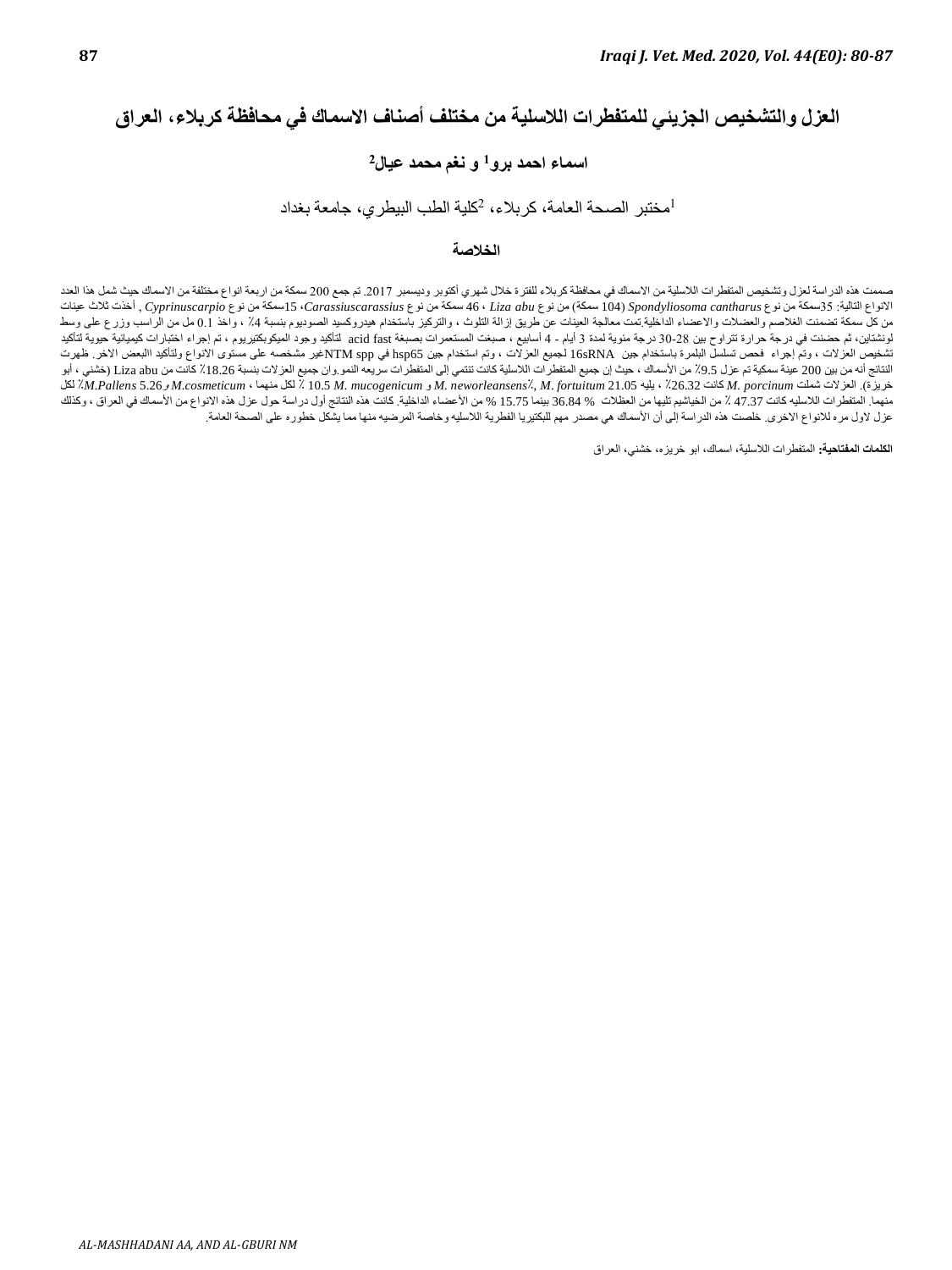# العزل والتشخيص الجزيئي للمتفطرات اللاسلية من مختلف أصناف الاسماك في محافظة كربلاء، العراق

**اسماء احمد برو[1] و نغم محمد عيال[2]**

[1]مختبر الصحة العامة، كربلاء، [2]كلية الطب البيطري، جامعة بغداد

## الخلاصة

صممت هذه الدراسة لعزل وتشخيص المتفطرات اللاسلية من الاسماك في محافظة كربلاء للفترة خلال شهري أكتوبر وديسمبر 2017. تم جمع 200 سمكة من اربعة انواع مختلفة من الاسماك حيث شمل هذا العدد الانواع التالية: 35سمكة من نوع *Spondyliosoma cantharus* (104 سمكة) من نوع *Liza abu* ، 46 سمكة من نوع *Carassiuscarassius*، 15سمكة من نوع *Cyprinuscarpio* , أخذت ثلاث عينات من كل سمكة تضمنت الغلاصم والعضلات والاعضاء الداخلية.تمت معالجة العينات عن طريق إزالة التلوث ، والتركيز باستخدام هيدروكسيد الصوديوم بنسبة 4٪ ، واخذ 0.1 مل من الراسب وزرع على وسط لونشتاين، ثم حضنت في درجة حرارة تتراوح بين 28-30 درجة مئوية لمدة 3 أيام - 4 أسابيع ، صبغت المستعمرات بصبغة acid fast لتأكيد وجود الميكوبكتيريوم ، تم إجراء اختبارات كيميائية حيوية لتأكيد تشخيص العزلات ، وتم إجراء فحص تسلسل البلمرة باستخدام جين 16sRNA لجميع العزلات ، وتم استخدام جين hsp65 في NTM sppغير مشخصه على مستوى الانواع ولتأكيد االبعض الاخر. ظهرت النتائج أنه من بين 200 عينة سمكية تم عزل 9.5٪ من الأسماك ، حيث إن جميع المتفطرات اللاسلية كانت تنتمي إلى المتفطرات سريعه النمو.وان جميع العزلات بنسبة 18.26٪ كانت من Liza abu (خشني ، أبو خريزة). العزلات شملت *M. porcinum* كانت 26.32٪ ، يليه *M. fortuitum* 21.05 ٪*M. neworleansens* و *M. mucogenicum* 10.5 ٪ لكل منهما ، *M.cosmeticum* و*M.Pallens* 5.26٪ لكل منهما. المتفطرات اللاسليه كانت 47.37 ٪ من الخياشيم تليها من العظلات 36.84 % بينما 15.75 % من الأعضاء الداخلية. كانت هذه النتائج أول دراسة حول عزل هذه الانواع من الأسماك في العراق ، وكذلك عزل لاول مره للانواع الاخرى. خلصت هذه الدراسة إلى أن الأسماك هي مصدر مهم للبكتيريا الفطرية اللاسليه وخاصة المرضيه منها مما يشكل خطوره على الصحة العامة.

**الكلمات المفتاحية:** المتفطرات اللاسلية، اسماك، ابو خريزه، خشني، العراق